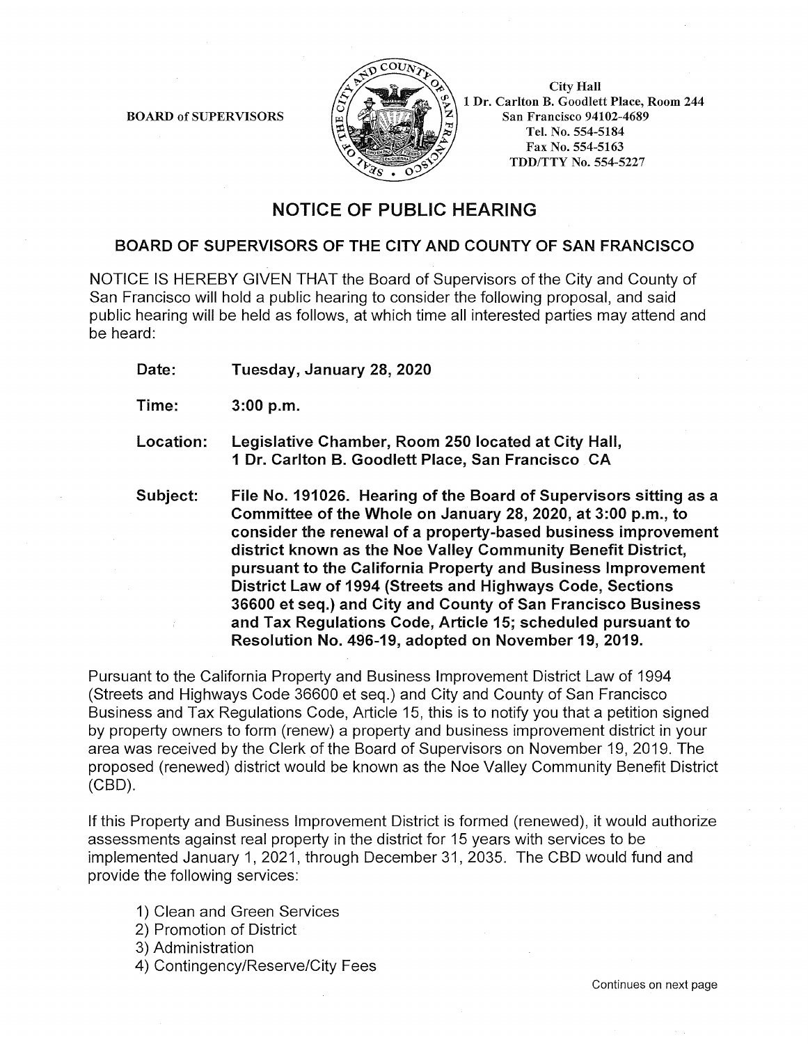BOARD of SUPERVISORS

City Hall
1 Dr. Carlton B. Goodlett Place, Room 244
San Francisco 94102-4689
Tel. No. 554-5184
Fax No. 554-5163
TDD/TTY No. 554-5227

# NOTICE OF PUBLIC HEARING

## BOARD OF SUPERVISORS OF THE CITY AND COUNTY OF SAN FRANCISCO

NOTICE IS HEREBY GIVEN THAT the Board of Supervisors of the City and County of San Francisco will hold a public hearing to consider the following proposal, and said public hearing will be held as follows, at which time all interested parties may attend and be heard:

**Date:** **Tuesday, January 28, 2020**

**Time:** **3:00 p.m.**

**Location:** **Legislative Chamber, Room 250 located at City Hall, 1 Dr. Carlton B. Goodlett Place, San Francisco CA**

**Subject:** **File No. 191026. Hearing of the Board of Supervisors sitting as a Committee of the Whole on January 28, 2020, at 3:00 p.m., to consider the renewal of a property-based business improvement district known as the Noe Valley Community Benefit District, pursuant to the California Property and Business Improvement District Law of 1994 (Streets and Highways Code, Sections 36600 et seq.) and City and County of San Francisco Business and Tax Regulations Code, Article 15; scheduled pursuant to Resolution No. 496-19, adopted on November 19, 2019.**

Pursuant to the California Property and Business Improvement District Law of 1994 (Streets and Highways Code 36600 et seq.) and City and County of San Francisco Business and Tax Regulations Code, Article 15, this is to notify you that a petition signed by property owners to form (renew) a property and business improvement district in your area was received by the Clerk of the Board of Supervisors on November 19, 2019. The proposed (renewed) district would be known as the Noe Valley Community Benefit District (CBD).

If this Property and Business Improvement District is formed (renewed), it would authorize assessments against real property in the district for 15 years with services to be implemented January 1, 2021, through December 31, 2035. The CBD would fund and provide the following services:

1) Clean and Green Services
2) Promotion of District
3) Administration
4) Contingency/Reserve/City Fees

Continues on next page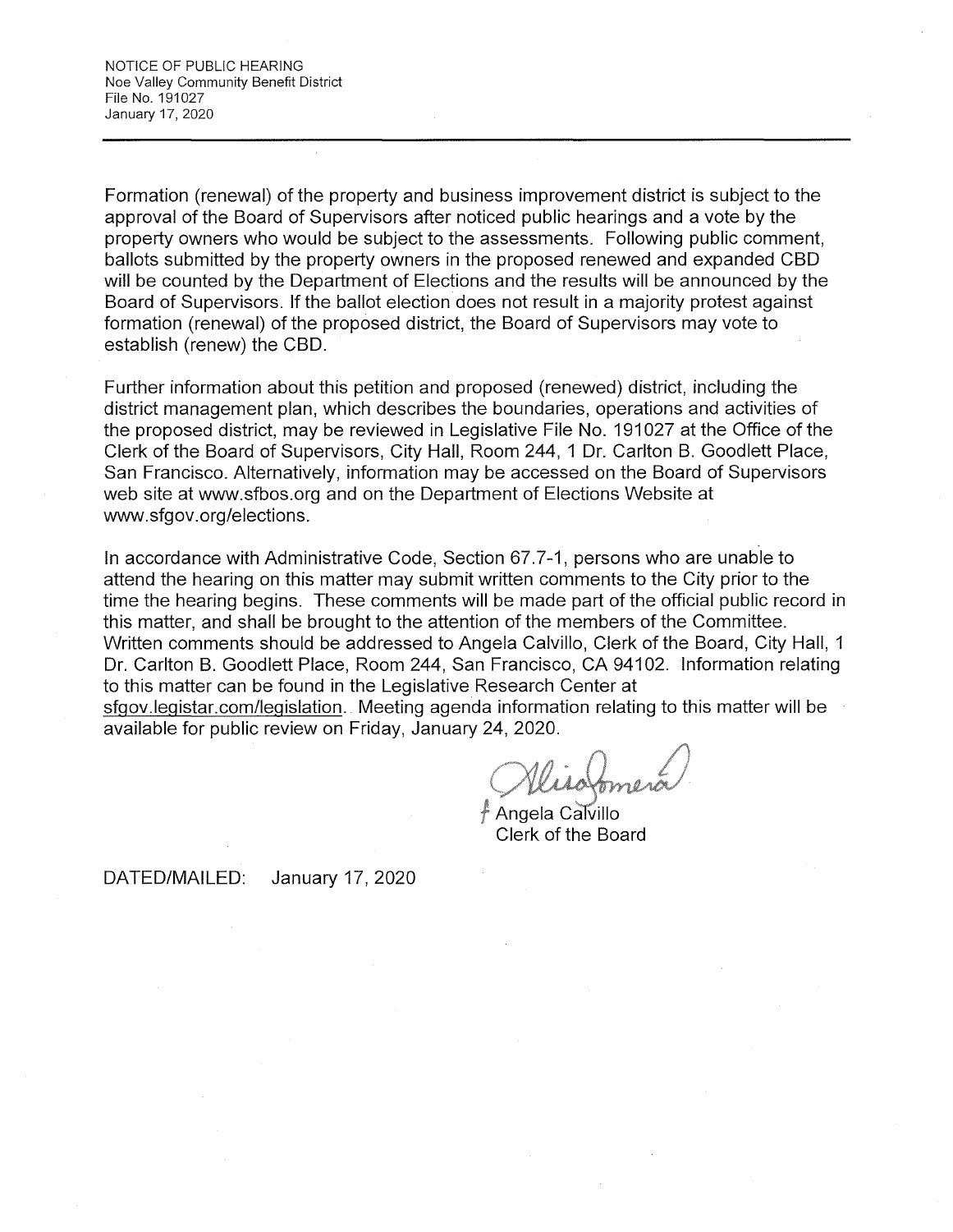Formation (renewal) of the property and business improvement district is subject to the approval of the Board of Supervisors after noticed public hearings and a vote by the property owners who would be subject to the assessments. Following public comment, ballots submitted by the property owners in the proposed renewed and expanded CBD will be counted by the Department of Elections and the results will be announced by the Board of Supervisors. If the ballot election does not result in a majority protest against formation (renewal) of the proposed district, the Board of Supervisors may vote to establish (renew) the CBD.

Further information about this petition and proposed (renewed) district, including the district management plan, which describes the boundaries, operations and activities of the proposed district, may be reviewed in Legislative File No. 191027 at the Office of the Clerk of the Board of Supervisors, City Hall, Room 244, 1 Dr. Carlton B. Goodlett Place, San Francisco. Alternatively, information may be accessed on the Board of Supervisors web site at www.sfbos.org and on the Department of Elections Website at www.sfgov.org/elections.

In accordance with Administrative Code, Section 67.7-1, persons who are unable to attend the hearing on this matter may submit written comments to the City prior to the time the hearing begins. These comments will be made part of the official public record in this matter, and shall be brought to the attention of the members of the Committee. Written comments should be addressed to Angela Calvillo, Clerk of the Board, City Hall, 1 Dr. Carlton B. Goodlett Place, Room 244, San Francisco, CA 94102. Information relating to this matter can be found in the Legislative Research Center at sfgov.legistar.com/legislation. Meeting agenda information relating to this matter will be available for public review on Friday, January 24, 2020.

f Angela Calvillo
Clerk of the Board

DATED/MAILED: January 17, 2020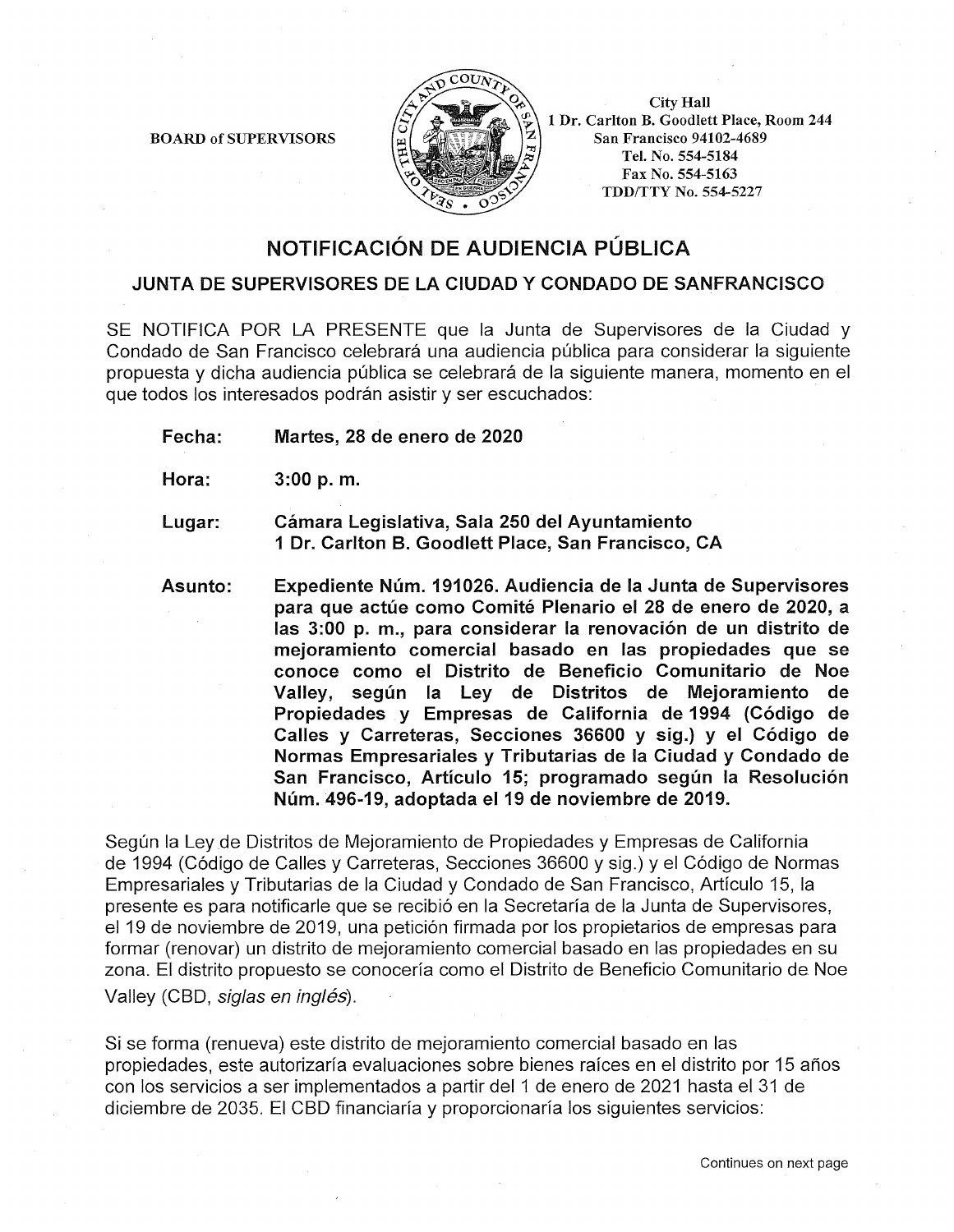BOARD of SUPERVISORS

City Hall
1 Dr. Carlton B. Goodlett Place, Room 244
San Francisco 94102-4689
Tel. No. 554-5184
Fax No. 554-5163
TDD/TTY No. 554-5227

# NOTIFICACIÓN DE AUDIENCIA PÚBLICA

## JUNTA DE SUPERVISORES DE LA CIUDAD Y CONDADO DE SANFRANCISCO

SE NOTIFICA POR LA PRESENTE que la Junta de Supervisores de la Ciudad y Condado de San Francisco celebrará una audiencia pública para considerar la siguiente propuesta y dicha audiencia pública se celebrará de la siguiente manera, momento en el que todos los interesados podrán asistir y ser escuchados:

**Fecha:** **Martes, 28 de enero de 2020**

**Hora:** **3:00 p. m.**

**Lugar:** **Cámara Legislativa, Sala 250 del Ayuntamiento**
**1 Dr. Carlton B. Goodlett Place, San Francisco, CA**

**Asunto:** **Expediente Núm. 191026. Audiencia de la Junta de Supervisores para que actúe como Comité Plenario el 28 de enero de 2020, a las 3:00 p. m., para considerar la renovación de un distrito de mejoramiento comercial basado en las propiedades que se conoce como el Distrito de Beneficio Comunitario de Noe Valley, según la Ley de Distritos de Mejoramiento de Propiedades y Empresas de California de 1994 (Código de Calles y Carreteras, Secciones 36600 y sig.) y el Código de Normas Empresariales y Tributarias de la Ciudad y Condado de San Francisco, Artículo 15; programado según la Resolución Núm. 496-19, adoptada el 19 de noviembre de 2019.**

Según la Ley de Distritos de Mejoramiento de Propiedades y Empresas de California de 1994 (Código de Calles y Carreteras, Secciones 36600 y sig.) y el Código de Normas Empresariales y Tributarias de la Ciudad y Condado de San Francisco, Artículo 15, la presente es para notificarle que se recibió en la Secretaría de la Junta de Supervisores, el 19 de noviembre de 2019, una petición firmada por los propietarios de empresas para formar (renovar) un distrito de mejoramiento comercial basado en las propiedades en su zona. El distrito propuesto se conocería como el Distrito de Beneficio Comunitario de Noe Valley (CBD, *siglas en inglés*).

Si se forma (renueva) este distrito de mejoramiento comercial basado en las propiedades, este autorizaría evaluaciones sobre bienes raíces en el distrito por 15 años con los servicios a ser implementados a partir del 1 de enero de 2021 hasta el 31 de diciembre de 2035. El CBD financiaría y proporcionaría los siguientes servicios:

Continues on next page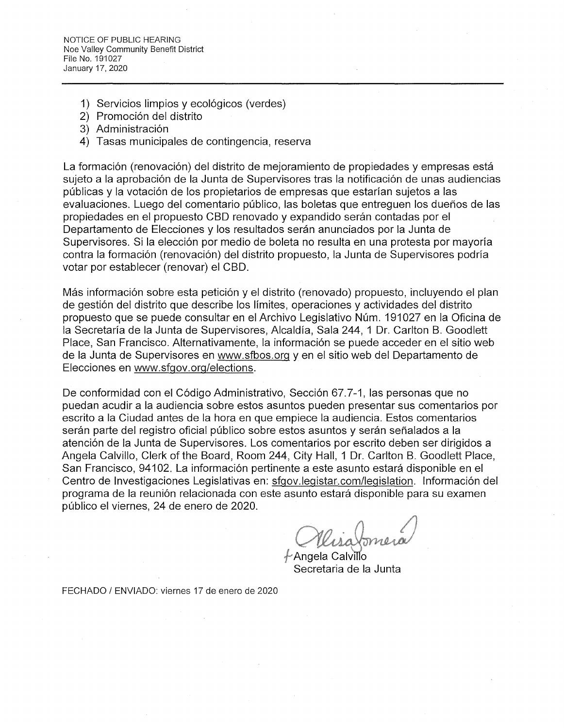1) Servicios limpios y ecológicos (verdes)
2) Promoción del distrito
3) Administración
4) Tasas municipales de contingencia, reserva

La formación (renovación) del distrito de mejoramiento de propiedades y empresas está sujeto a la aprobación de la Junta de Supervisores tras la notificación de unas audiencias públicas y la votación de los propietarios de empresas que estarían sujetos a las evaluaciones. Luego del comentario público, las boletas que entreguen los dueños de las propiedades en el propuesto CBD renovado y expandido serán contadas por el Departamento de Elecciones y los resultados serán anunciados por la Junta de Supervisores. Si la elección por medio de boleta no resulta en una protesta por mayoría contra la formación (renovación) del distrito propuesto, la Junta de Supervisores podría votar por establecer (renovar) el CBD.

Más información sobre esta petición y el distrito (renovado) propuesto, incluyendo el plan de gestión del distrito que describe los límites, operaciones y actividades del distrito propuesto que se puede consultar en el Archivo Legislativo Núm. 191027 en la Oficina de la Secretaría de la Junta de Supervisores, Alcaldía, Sala 244, 1 Dr. Carlton B. Goodlett Place, San Francisco. Alternativamente, la información se puede acceder en el sitio web de la Junta de Supervisores en www.sfbos.org y en el sitio web del Departamento de Elecciones en www.sfgov.org/elections.

De conformidad con el Código Administrativo, Sección 67.7-1, las personas que no puedan acudir a la audiencia sobre estos asuntos pueden presentar sus comentarios por escrito a la Ciudad antes de la hora en que empiece la audiencia. Estos comentarios serán parte del registro oficial público sobre estos asuntos y serán señalados a la atención de la Junta de Supervisores. Los comentarios por escrito deben ser dirigidos a Angela Calvillo, Clerk of the Board, Room 244, City Hall, 1 Dr. Carlton B. Goodlett Place, San Francisco, 94102. La información pertinente a este asunto estará disponible en el Centro de Investigaciones Legislativas en: sfgov.legistar.com/legislation. Información del programa de la reunión relacionada con este asunto estará disponible para su examen público el viernes, 24 de enero de 2020.

Angela Calvillo
Secretaria de la Junta

FECHADO / ENVIADO: viernes 17 de enero de 2020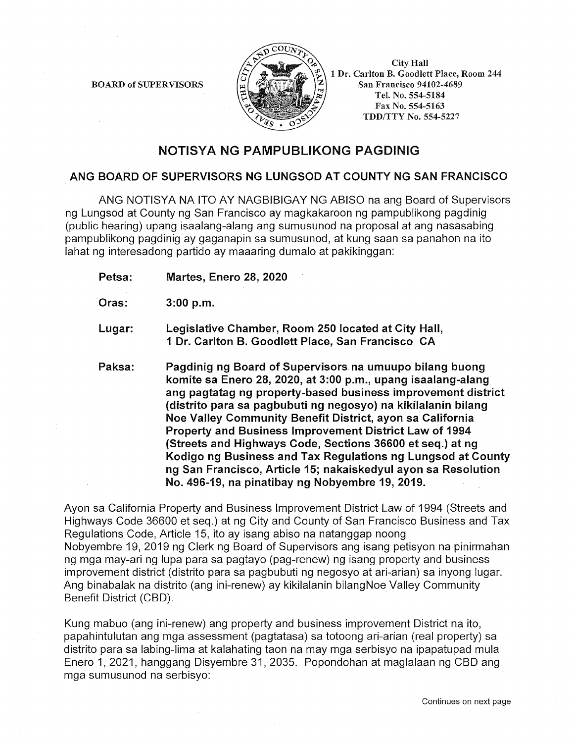BOARD of SUPERVISORS

City Hall
1 Dr. Carlton B. Goodlett Place, Room 244
San Francisco 94102-4689
Tel. No. 554-5184
Fax No. 554-5163
TDD/TTY No. 554-5227

# NOTISYA NG PAMPUBLIKONG PAGDINIG

## ANG BOARD OF SUPERVISORS NG LUNGSOD AT COUNTY NG SAN FRANCISCO

ANG NOTISYA NA ITO AY NAGBIBIGAY NG ABISO na ang Board of Supervisors ng Lungsod at County ng San Francisco ay magkakaroon ng pampublikong pagdinig (public hearing) upang isaalang-alang ang sumusunod na proposal at ang nasasabing pampublikong pagdinig ay gaganapin sa sumusunod, at kung saan sa panahon na ito lahat ng interesadong partido ay maaaring dumalo at pakikinggan:

**Petsa:** **Martes, Enero 28, 2020**

**Oras:** **3:00 p.m.**

**Lugar:** **Legislative Chamber, Room 250 located at City Hall, 1 Dr. Carlton B. Goodlett Place, San Francisco CA**

**Paksa:** **Pagdinig ng Board of Supervisors na umuupo bilang buong komite sa Enero 28, 2020, at 3:00 p.m., upang isaalang-alang ang pagtatag ng property-based business improvement district (distrito para sa pagbubuti ng negosyo) na kikilalanin bilang Noe Valley Community Benefit District, ayon sa California Property and Business Improvement District Law of 1994 (Streets and Highways Code, Sections 36600 et seq.) at ng Kodigo ng Business and Tax Regulations ng Lungsod at County ng San Francisco, Article 15; nakaiskedyul ayon sa Resolution No. 496-19, na pinatibay ng Nobyembre 19, 2019.**

Ayon sa California Property and Business Improvement District Law of 1994 (Streets and Highways Code 36600 et seq.) at ng City and County of San Francisco Business and Tax Regulations Code, Article 15, ito ay isang abiso na natanggap noong Nobyembre 19, 2019 ng Clerk ng Board of Supervisors ang isang petisyon na pinirmahan ng mga may-ari ng lupa para sa pagtayo (pag-renew) ng isang property and business improvement district (distrito para sa pagbubuti ng negosyo at ari-arian) sa inyong lugar. Ang binabalak na distrito (ang ini-renew) ay kikilalanin bilangNoe Valley Community Benefit District (CBD).

Kung mabuo (ang ini-renew) ang property and business improvement District na ito, papahintulutan ang mga assessment (pagtatasa) sa totoong ari-arian (real property) sa distrito para sa labing-lima at kalahating taon na may mga serbisyo na ipapatupad mula Enero 1, 2021, hanggang Disyembre 31, 2035. Popondohan at maglalaan ng CBD ang mga sumusunod na serbisyo:

Continues on next page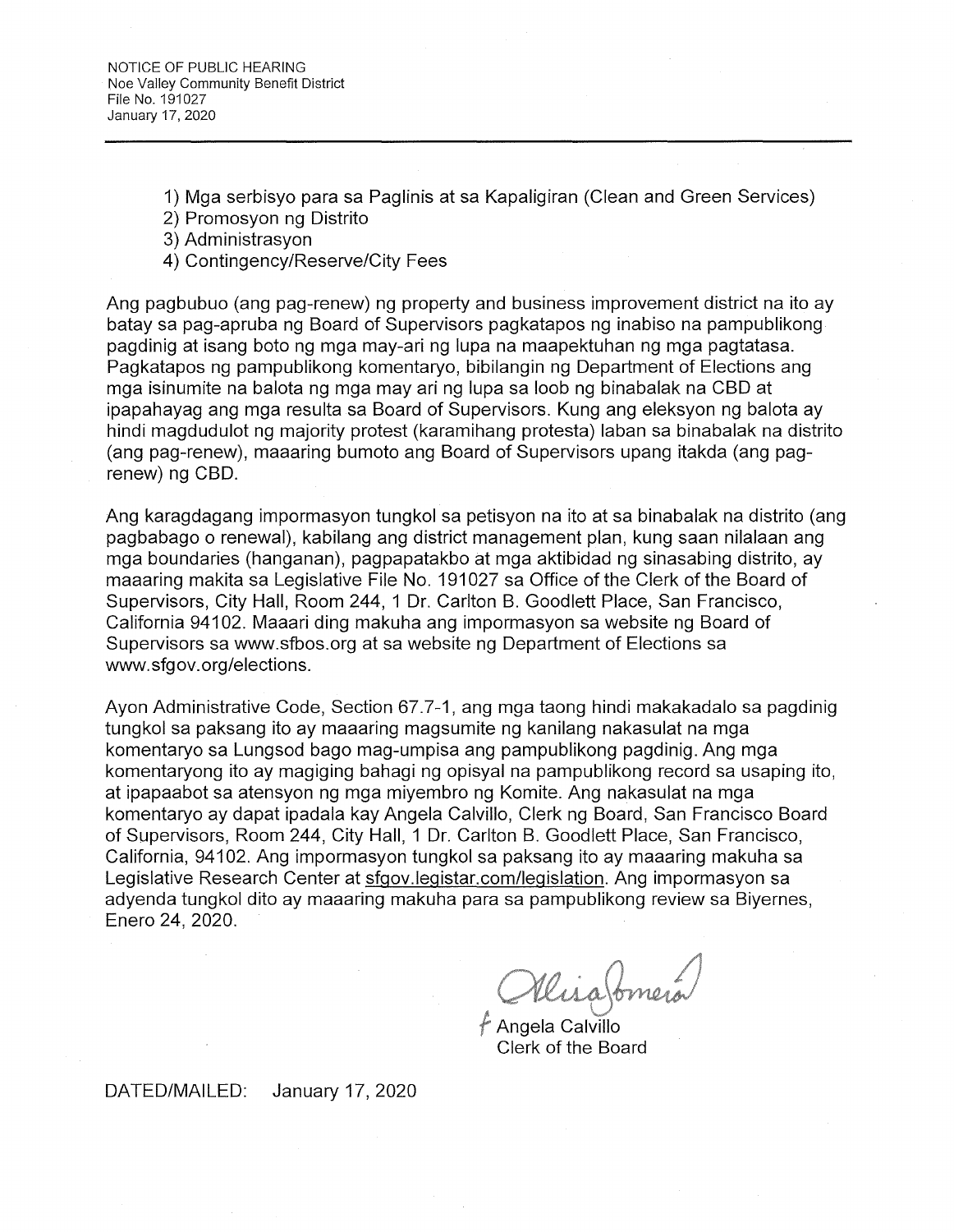1) Mga serbisyo para sa Paglinis at sa Kapaligiran (Clean and Green Services)
2) Promosyon ng Distrito
3) Administrasyon
4) Contingency/Reserve/City Fees

Ang pagbubuo (ang pag-renew) ng property and business improvement district na ito ay batay sa pag-apruba ng Board of Supervisors pagkatapos ng inabiso na pampublikong pagdinig at isang boto ng mga may-ari ng lupa na maapektuhan ng mga pagtatasa. Pagkatapos ng pampublikong komentaryo, bibilangin ng Department of Elections ang mga isinumite na balota ng mga may ari ng lupa sa loob ng binabalak na CBD at ipapahayag ang mga resulta sa Board of Supervisors. Kung ang eleksyon ng balota ay hindi magdudulot ng majority protest (karamihang protesta) laban sa binabalak na distrito (ang pag-renew), maaaring bumoto ang Board of Supervisors upang itakda (ang pag-renew) ng CBD.

Ang karagdagang impormasyon tungkol sa petisyon na ito at sa binabalak na distrito (ang pagbabago o renewal), kabilang ang district management plan, kung saan nilalaan ang mga boundaries (hanganan), pagpapatakbo at mga aktibidad ng sinasabing distrito, ay maaaring makita sa Legislative File No. 191027 sa Office of the Clerk of the Board of Supervisors, City Hall, Room 244, 1 Dr. Carlton B. Goodlett Place, San Francisco, California 94102. Maaari ding makuha ang impormasyon sa website ng Board of Supervisors sa www.sfbos.org at sa website ng Department of Elections sa www.sfgov.org/elections.

Ayon Administrative Code, Section 67.7-1, ang mga taong hindi makakadalo sa pagdinig tungkol sa paksang ito ay maaaring magsumite ng kanilang nakasulat na mga komentaryo sa Lungsod bago mag-umpisa ang pampublikong pagdinig. Ang mga komentaryong ito ay magiging bahagi ng opisyal na pampublikong record sa usaping ito, at ipapaabot sa atensyon ng mga miyembro ng Komite. Ang nakasulat na mga komentaryo ay dapat ipadala kay Angela Calvillo, Clerk ng Board, San Francisco Board of Supervisors, Room 244, City Hall, 1 Dr. Carlton B. Goodlett Place, San Francisco, California, 94102. Ang impormasyon tungkol sa paksang ito ay maaaring makuha sa Legislative Research Center at sfgov.legistar.com/legislation. Ang impormasyon sa adyenda tungkol dito ay maaaring makuha para sa pampublikong review sa Biyernes, Enero 24, 2020.

f Angela Calvillo
Clerk of the Board

DATED/MAILED: January 17, 2020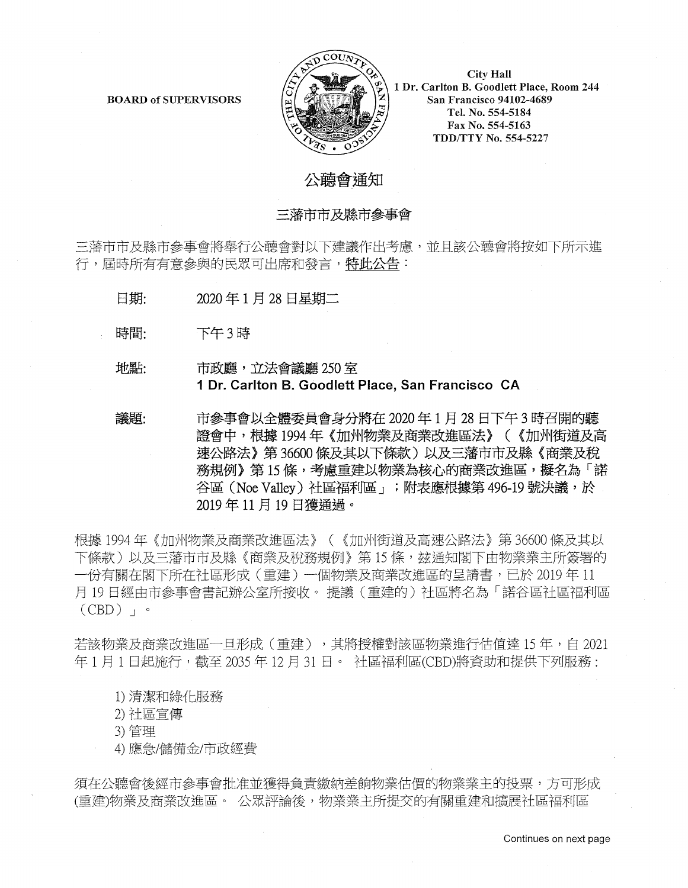**BOARD of SUPERVISORS**

City Hall
1 Dr. Carlton B. Goodlett Place, Room 244
San Francisco 94102-4689
Tel. No. 554-5184
Fax No. 554-5163
TDD/TTY No. 554-5227

# 公聽會通知

## 三藩市市及縣市參事會

三藩市市及縣市參事會將舉行公聽會對以下建議作出考慮，並且該公聽會將按如下所示進行，屆時所有有意參與的民眾可出席和發言，特此公告：

**日期:** 2020 年 1 月 28 日星期二

**時間:** 下午 3 時

**地點:** 市政廳，立法會議廳 250 室
**1 Dr. Carlton B. Goodlett Place, San Francisco CA**

**議題:** **市參事會以全體委員會身分將在 2020 年 1 月 28 日下午 3 時召開的聽證會中，根據 1994 年《加州物業及商業改進區法》（《加州街道及高速公路法》第 36600 條及其以下條款）以及三藩市市及縣《商業及稅務規例》第 15 條，考慮重建以物業為核心的商業改進區，擬名為「諾谷區（Noe Valley）社區福利區」；附表應根據第 496-19 號決議，於 2019 年 11 月 19 日獲通過。**

根據 1994 年《加州物業及商業改進區法》（《加州街道及高速公路法》第 36600 條及其以下條款）以及三藩市市及縣《商業及稅務規例》第 15 條，茲通知閣下由物業業主所簽署的一份有關在閣下所在社區形成（重建）一個物業及商業改進區的呈請書，已於 2019 年 11 月 19 日經由市參事會書記辦公室所接收。 提議（重建的）社區將名為「諾谷區社區福利區（CBD）」。

若該物業及商業改進區一旦形成（重建），其將授權對該區物業進行估值達 15 年，自 2021 年 1 月 1 日起施行，截至 2035 年 12 月 31 日。 社區福利區(CBD)將資助和提供下列服務：

1) 清潔和綠化服務
2) 社區宣傳
3) 管理
4) 應急/儲備金/市政經費

須在公聽會後經市參事會批准並獲得負責繳納差餉物業估價的物業業主的投票，方可形成(重建)物業及商業改進區。 公眾評論後，物業業主所提交的有關重建和擴展社區福利區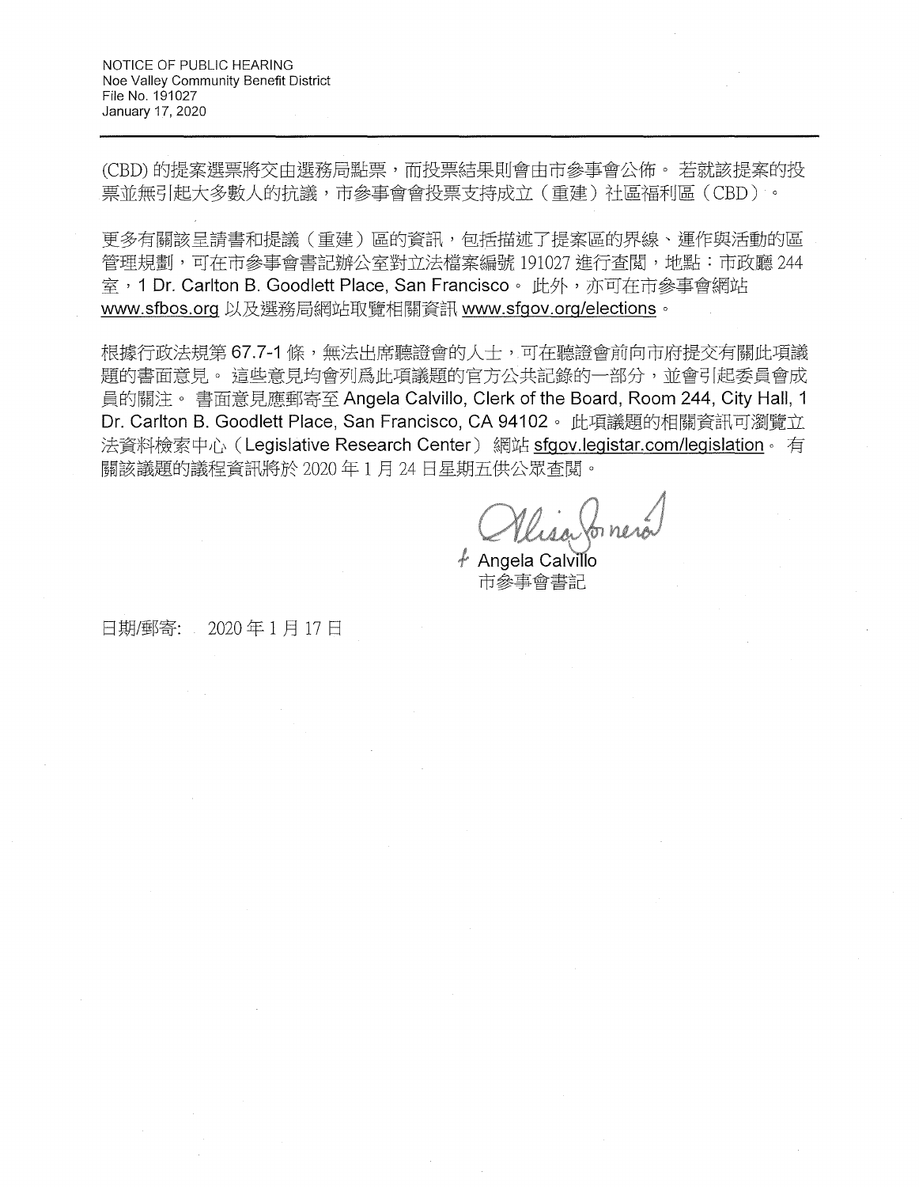NOTICE OF PUBLIC HEARING
Noe Valley Community Benefit District
File No. 191027
January 17, 2020

(CBD) 的提案選票將交由選務局點票，而投票結果則會由市參事會公佈。 若就該提案的投票並無引起大多數人的抗議，市參事會會投票支持成立（重建）社區福利區（CBD）。

更多有關該呈請書和提議（重建）區的資訊，包括描述了提案區的界線、運作與活動的區管理規劃，可在市參事會書記辦公室對立法檔案編號 191027 進行查閱，地點：市政廳 244 室，1 Dr. Carlton B. Goodlett Place, San Francisco。 此外，亦可在市參事會網站 www.sfbos.org 以及選務局網站取覽相關資訊 www.sfgov.org/elections。

根據行政法規第 67.7-1 條，無法出席聽證會的人士，可在聽證會前向市府提交有關此項議題的書面意見。 這些意見均會列爲此項議題的官方公共記錄的一部分，並會引起委員會成員的關注。 書面意見應郵寄至 Angela Calvillo, Clerk of the Board, Room 244, City Hall, 1 Dr. Carlton B. Goodlett Place, San Francisco, CA 94102。 此項議題的相關資訊可瀏覽立法資料檢索中心（Legislative Research Center） 網站 sfgov.legistar.com/legislation。 有關該議題的議程資訊將於 2020 年 1 月 24 日星期五供公眾查閱。

Alisa Somera
f Angela Calvillo
市參事會書記

日期/郵寄： 2020 年 1 月 17 日